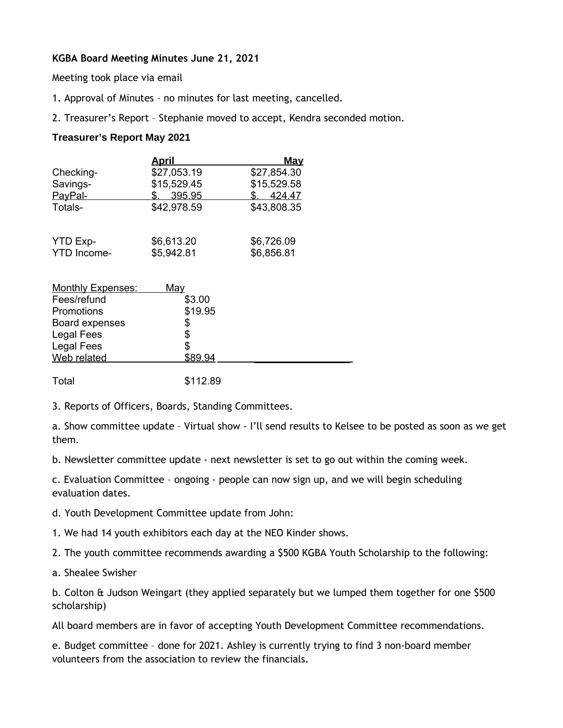**KGBA Board Meeting Minutes June 21, 2021**

Meeting took place via email

1. Approval of Minutes – no minutes for last meeting, cancelled.

2. Treasurer's Report – Stephanie moved to accept, Kendra seconded motion.

**Treasurer's Report May 2021**

| | April | May |
|---|---|---|
| Checking- | $27,053.19 | $27,854.30 |
| Savings- | $15,529.45 | $15,529.58 |
| PayPal- | $. 395.95 | $. 424.47 |
| Totals- | $42,978.59 | $43,808.35 |
| | | |
| YTD Exp- | $6,613.20 | $6,726.09 |
| YTD Income- | $5,942.81 | $6,856.81 |

| Monthly Expenses: | May |
|---|---|
| Fees/refund | $3.00 |
| Promotions | $19.95 |
| Board expenses | $ |
| Legal Fees | $ |
| Legal Fees | $ |
| Web related | $89.94 |
| Total | $112.89 |

3. Reports of Officers, Boards, Standing Committees.

a. Show committee update – Virtual show - I'll send results to Kelsee to be posted as soon as we get them.

b. Newsletter committee update - next newsletter is set to go out within the coming week.

c. Evaluation Committee – ongoing - people can now sign up, and we will begin scheduling evaluation dates.

d. Youth Development Committee update from John:

1. We had 14 youth exhibitors each day at the NEO Kinder shows.

2. The youth committee recommends awarding a $500 KGBA Youth Scholarship to the following:

a. Shealee Swisher

b. Colton & Judson Weingart (they applied separately but we lumped them together for one $500 scholarship)

All board members are in favor of accepting Youth Development Committee recommendations.

e. Budget committee – done for 2021. Ashley is currently trying to find 3 non-board member volunteers from the association to review the financials.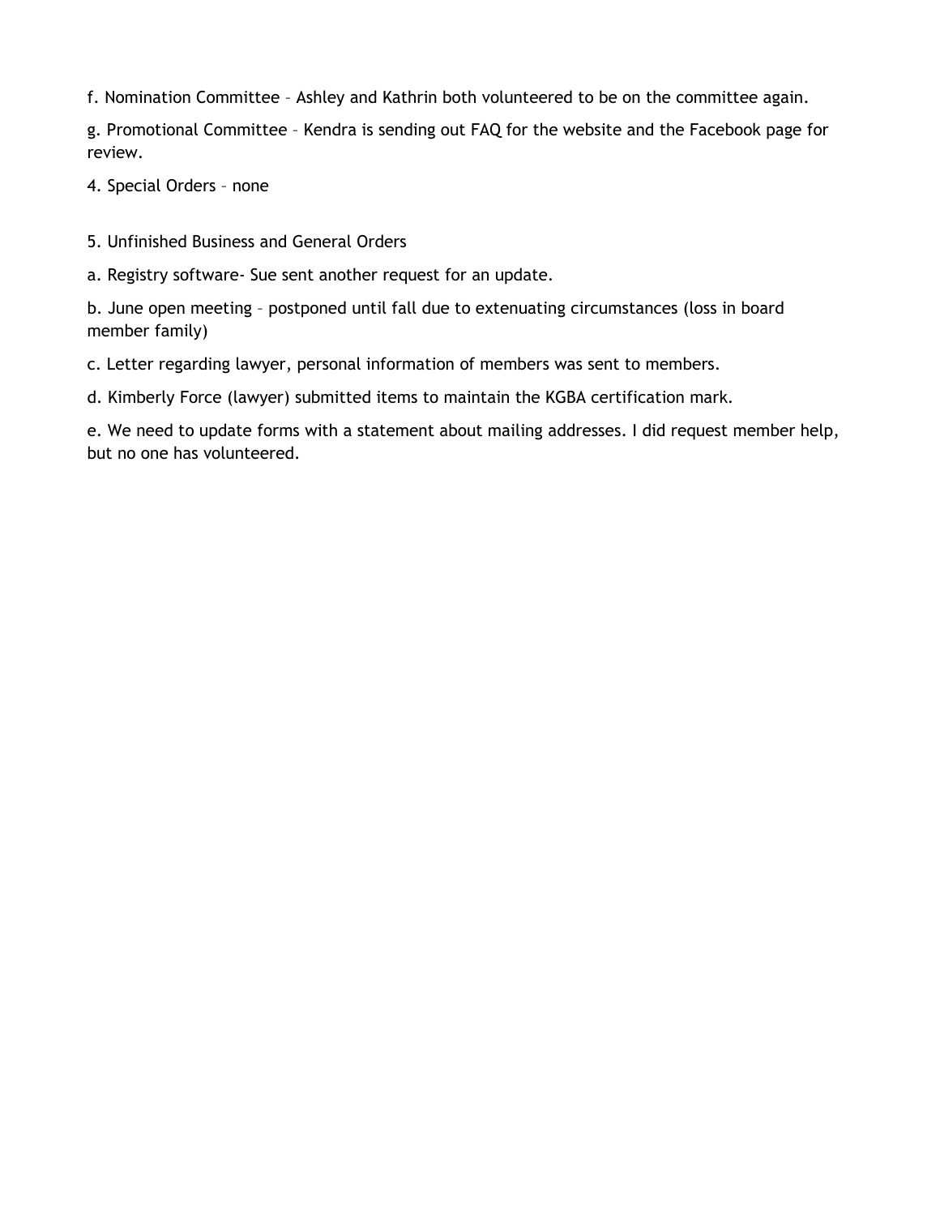f. Nomination Committee – Ashley and Kathrin both volunteered to be on the committee again.

g. Promotional Committee – Kendra is sending out FAQ for the website and the Facebook page for review.

4. Special Orders – none

5. Unfinished Business and General Orders

a. Registry software- Sue sent another request for an update.

b. June open meeting – postponed until fall due to extenuating circumstances (loss in board member family)

c. Letter regarding lawyer, personal information of members was sent to members.

d. Kimberly Force (lawyer) submitted items to maintain the KGBA certification mark.

e. We need to update forms with a statement about mailing addresses. I did request member help, but no one has volunteered.